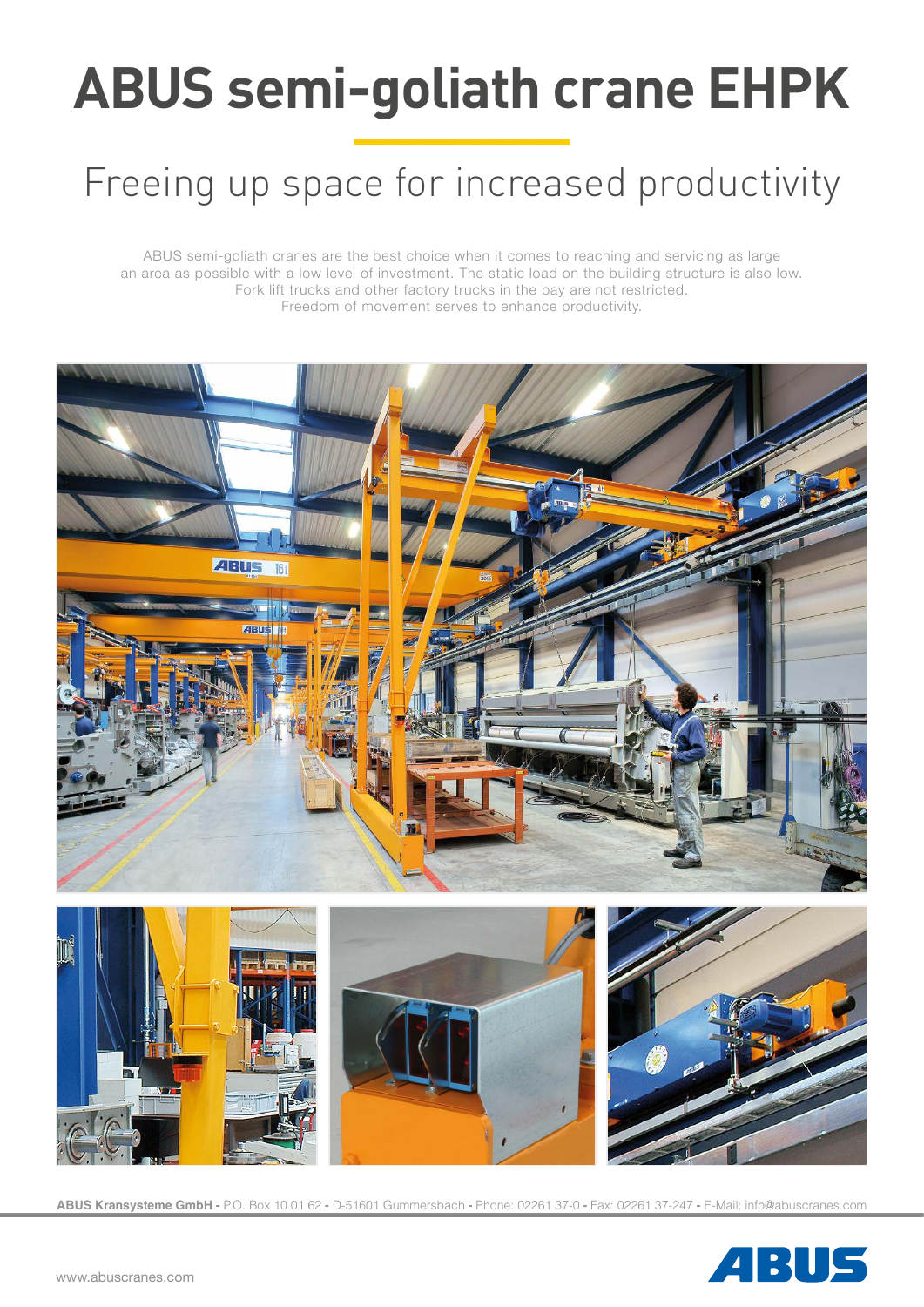# ABUS semi-goliath crane EHPK

## Freeing up space for increased productivity

ABUS semi-goliath cranes are the best choice when it comes to reaching and servicing as large an area as possible with a low level of investment. The static load on the building structure is also low. Fork lift trucks and other factory trucks in the bay are not restricted. Freedom of movement serves to enhance productivity.

**ABUS Kransysteme GmbH** - P.O. Box 10 01 62 - D-51601 Gummersbach - Phone: 02261 37-0 - Fax: 02261 37-247 - E-Mail: info@abuscranes.com

www.abuscranes.com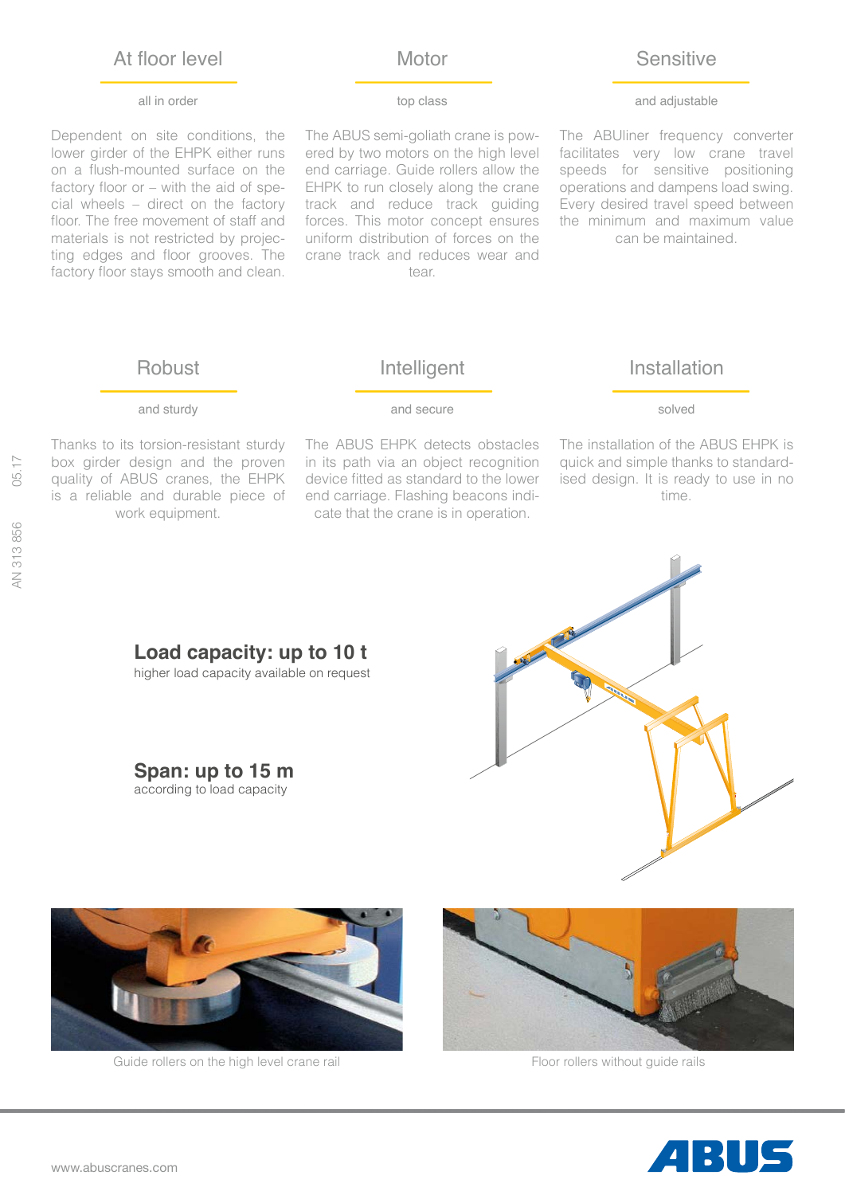## At floor level

all in order

Dependent on site conditions, the lower girder of the EHPK either runs on a flush-mounted surface on the factory floor or – with the aid of special wheels – direct on the factory floor. The free movement of staff and materials is not restricted by projecting edges and floor grooves. The factory floor stays smooth and clean.

## Motor

top class

The ABUS semi-goliath crane is powered by two motors on the high level end carriage. Guide rollers allow the EHPK to run closely along the crane track and reduce track guiding forces. This motor concept ensures uniform distribution of forces on the crane track and reduces wear and tear.

## Sensitive

and adjustable

The ABUliner frequency converter facilitates very low crane travel speeds for sensitive positioning operations and dampens load swing. Every desired travel speed between the minimum and maximum value can be maintained.

## Robust

and sturdy

Thanks to its torsion-resistant sturdy box girder design and the proven quality of ABUS cranes, the EHPK is a reliable and durable piece of work equipment.

## Intelligent

and secure

The ABUS EHPK detects obstacles in its path via an object recognition device fitted as standard to the lower end carriage. Flashing beacons indicate that the crane is in operation.

## Installation

solved

The installation of the ABUS EHPK is quick and simple thanks to standardised design. It is ready to use in no time.

**Load capacity: up to 10 t**
higher load capacity available on request

**Span: up to 15 m**
according to load capacity

Guide rollers on the high level crane rail

Floor rollers without guide rails

www.abuscranes.com